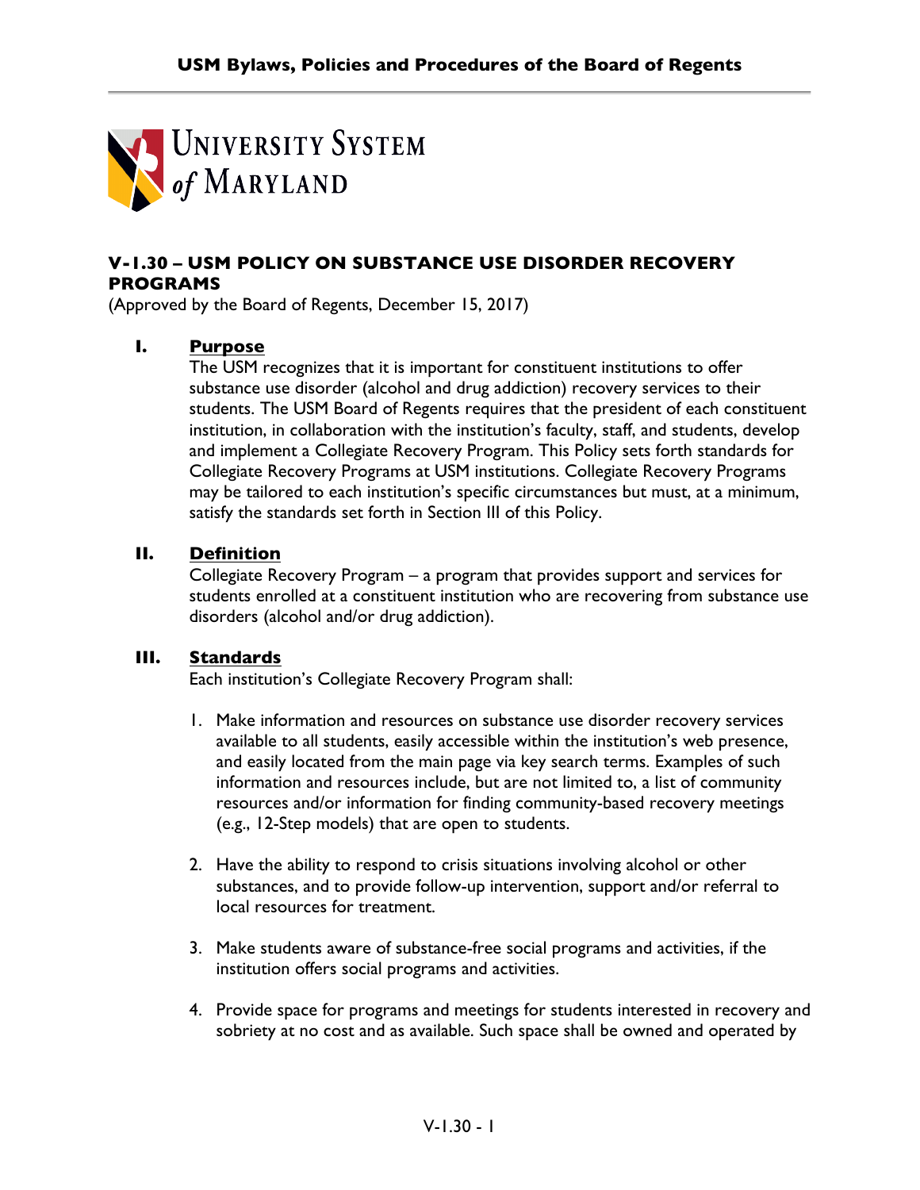University System of Maryland

# V-1.30 – USM POLICY ON SUBSTANCE USE DISORDER RECOVERY PROGRAMS

(Approved by the Board of Regents, December 15, 2017)

## I. Purpose

The USM recognizes that it is important for constituent institutions to offer substance use disorder (alcohol and drug addiction) recovery services to their students. The USM Board of Regents requires that the president of each constituent institution, in collaboration with the institution's faculty, staff, and students, develop and implement a Collegiate Recovery Program. This Policy sets forth standards for Collegiate Recovery Programs at USM institutions. Collegiate Recovery Programs may be tailored to each institution's specific circumstances but must, at a minimum, satisfy the standards set forth in Section III of this Policy.

## II. Definition

Collegiate Recovery Program – a program that provides support and services for students enrolled at a constituent institution who are recovering from substance use disorders (alcohol and/or drug addiction).

## III. Standards

Each institution's Collegiate Recovery Program shall:

1. Make information and resources on substance use disorder recovery services available to all students, easily accessible within the institution's web presence, and easily located from the main page via key search terms. Examples of such information and resources include, but are not limited to, a list of community resources and/or information for finding community-based recovery meetings (e.g., 12-Step models) that are open to students.

2. Have the ability to respond to crisis situations involving alcohol or other substances, and to provide follow-up intervention, support and/or referral to local resources for treatment.

3. Make students aware of substance-free social programs and activities, if the institution offers social programs and activities.

4. Provide space for programs and meetings for students interested in recovery and sobriety at no cost and as available. Such space shall be owned and operated by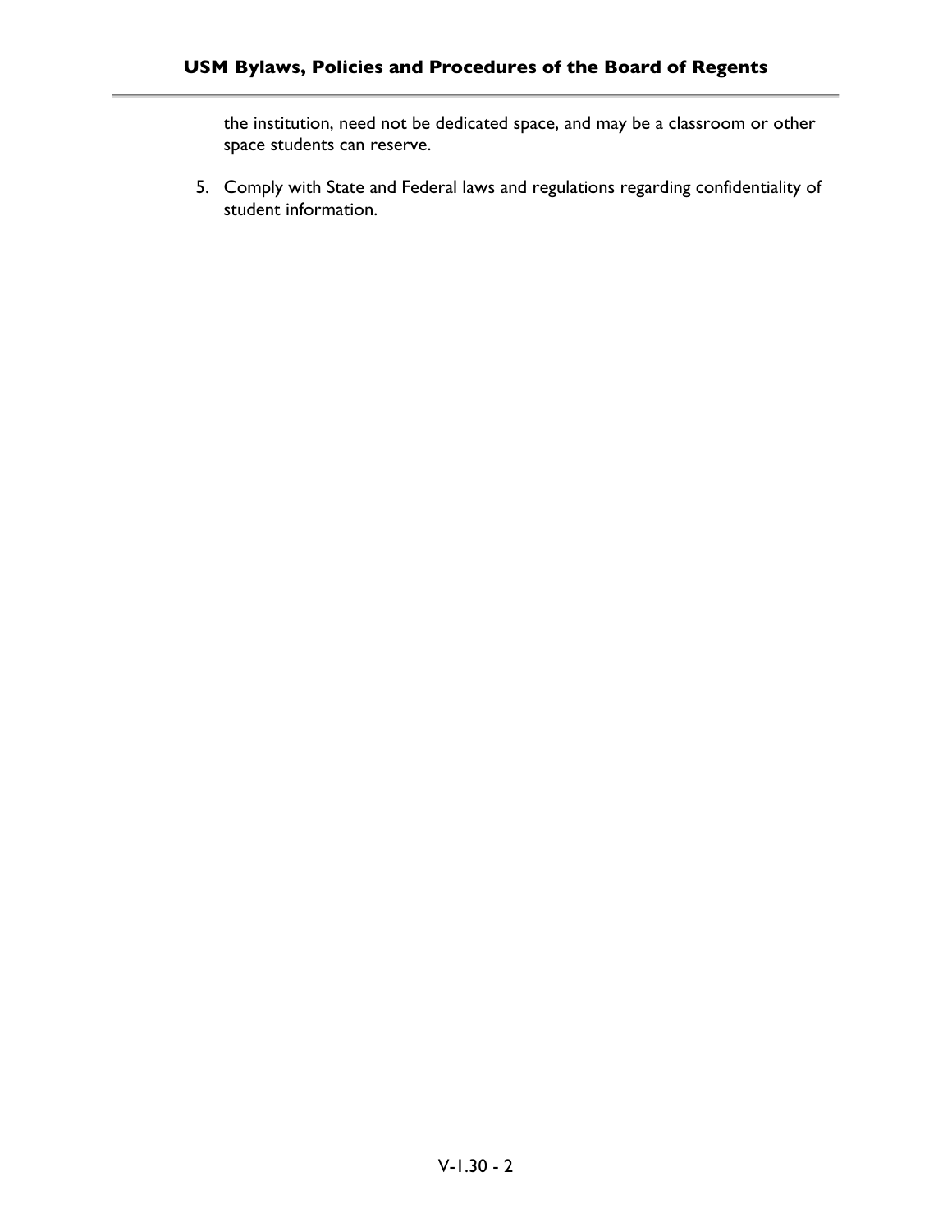the institution, need not be dedicated space, and may be a classroom or other space students can reserve.

5. Comply with State and Federal laws and regulations regarding confidentiality of student information.